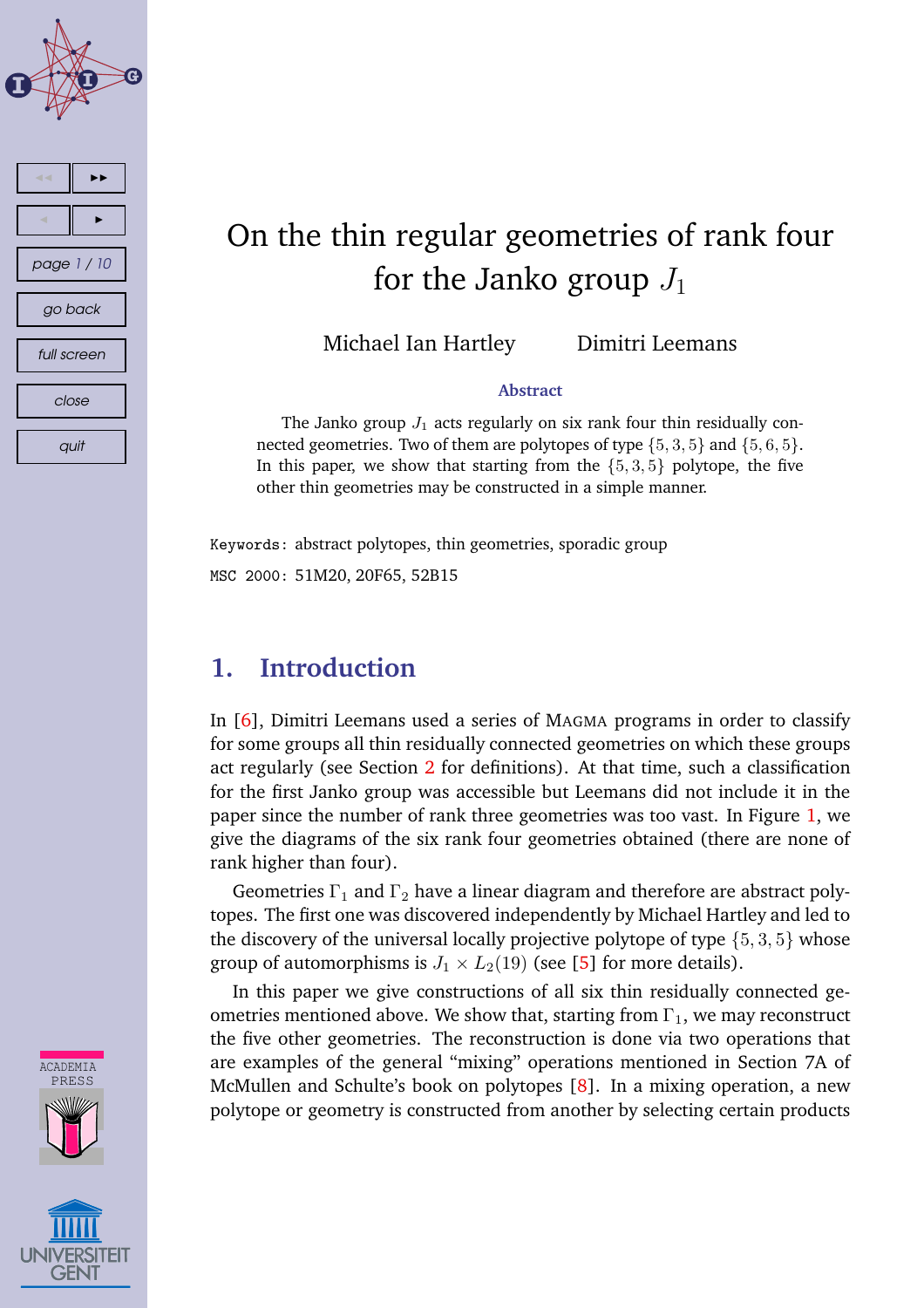# On the thin regular geometries of rank four for the Janko group $J_1$

Michael Ian Hartley    Dimitri Leemans

### Abstract

The Janko group $J_1$ acts regularly on six rank four thin residually connected geometries. Two of them are polytopes of type $\{5, 3, 5\}$ and $\{5, 6, 5\}$. In this paper, we show that starting from the $\{5, 3, 5\}$ polytope, the five other thin geometries may be constructed in a simple manner.

Keywords: abstract polytopes, thin geometries, sporadic group

MSC 2000: 51M20, 20F65, 52B15

## 1. Introduction

In [6], Dimitri Leemans used a series of MAGMA programs in order to classify for some groups all thin residually connected geometries on which these groups act regularly (see Section 2 for definitions). At that time, such a classification for the first Janko group was accessible but Leemans did not include it in the paper since the number of rank three geometries was too vast. In Figure 1, we give the diagrams of the six rank four geometries obtained (there are none of rank higher than four).

Geometries $\Gamma_1$ and $\Gamma_2$ have a linear diagram and therefore are abstract polytopes. The first one was discovered independently by Michael Hartley and led to the discovery of the universal locally projective polytope of type $\{5, 3, 5\}$ whose group of automorphisms is $J_1 \times L_2(19)$ (see [5] for more details).

In this paper we give constructions of all six thin residually connected geometries mentioned above. We show that, starting from $\Gamma_1$, we may reconstruct the five other geometries. The reconstruction is done via two operations that are examples of the general "mixing" operations mentioned in Section 7A of McMullen and Schulte's book on polytopes [8]. In a mixing operation, a new polytope or geometry is constructed from another by selecting certain products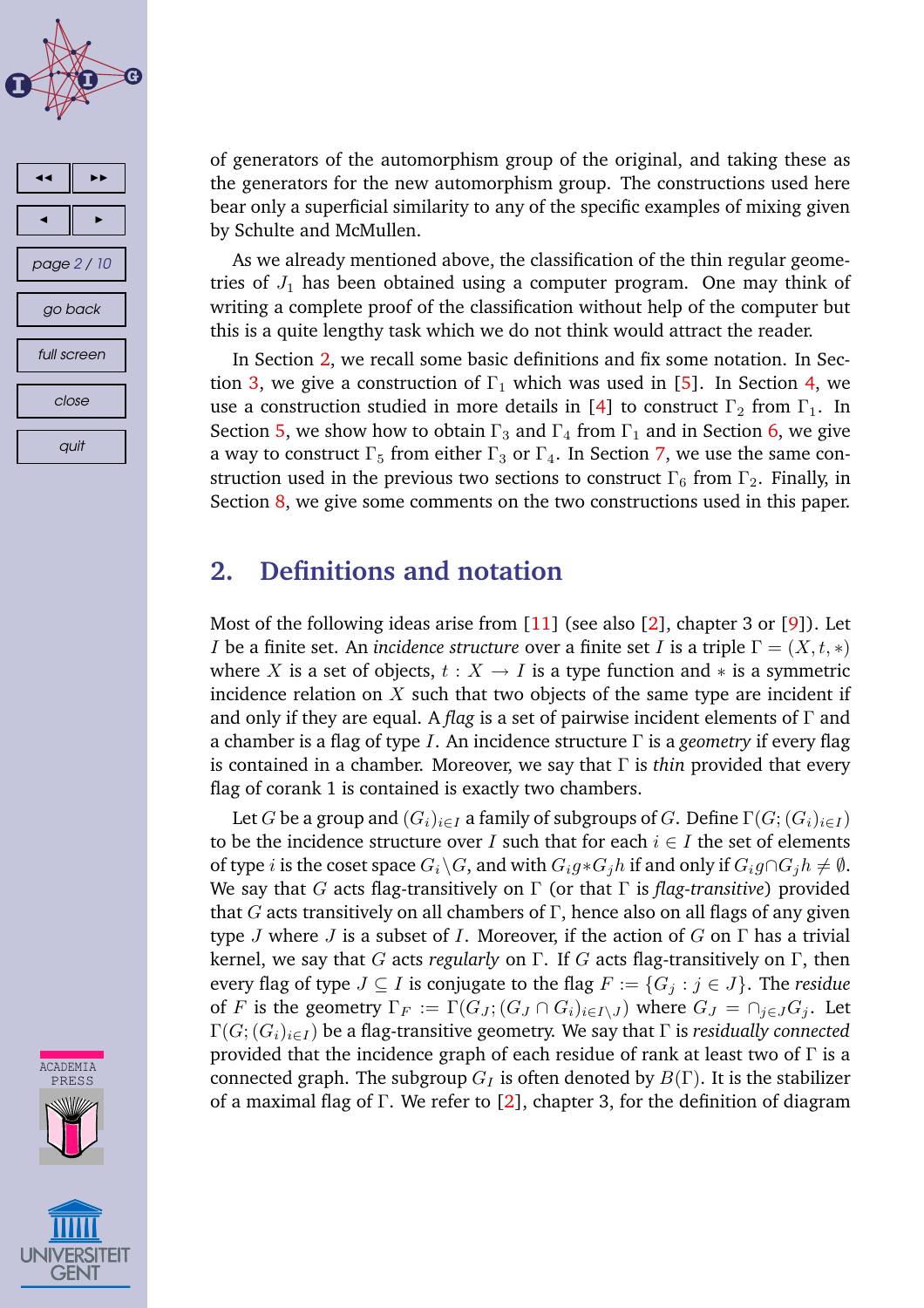of generators of the automorphism group of the original, and taking these as the generators for the new automorphism group. The constructions used here bear only a superficial similarity to any of the specific examples of mixing given by Schulte and McMullen.

As we already mentioned above, the classification of the thin regular geometries of $J_1$ has been obtained using a computer program. One may think of writing a complete proof of the classification without help of the computer but this is a quite lengthy task which we do not think would attract the reader.

In Section 2, we recall some basic definitions and fix some notation. In Section 3, we give a construction of $\Gamma_1$ which was used in [5]. In Section 4, we use a construction studied in more details in [4] to construct $\Gamma_2$ from $\Gamma_1$. In Section 5, we show how to obtain $\Gamma_3$ and $\Gamma_4$ from $\Gamma_1$ and in Section 6, we give a way to construct $\Gamma_5$ from either $\Gamma_3$ or $\Gamma_4$. In Section 7, we use the same construction used in the previous two sections to construct $\Gamma_6$ from $\Gamma_2$. Finally, in Section 8, we give some comments on the two constructions used in this paper.

## 2. Definitions and notation

Most of the following ideas arise from [11] (see also [2], chapter 3 or [9]). Let $I$ be a finite set. An *incidence structure* over a finite set $I$ is a triple $\Gamma = (X, t, *)$ where $X$ is a set of objects, $t : X \to I$ is a type function and $*$ is a symmetric incidence relation on $X$ such that two objects of the same type are incident if and only if they are equal. A *flag* is a set of pairwise incident elements of $\Gamma$ and a chamber is a flag of type $I$. An incidence structure $\Gamma$ is a *geometry* if every flag is contained in a chamber. Moreover, we say that $\Gamma$ is *thin* provided that every flag of corank 1 is contained is exactly two chambers.

Let $G$ be a group and $(G_i)_{i\in I}$ a family of subgroups of $G$. Define $\Gamma(G;(G_i)_{i\in I})$ to be the incidence structure over $I$ such that for each $i \in I$ the set of elements of type $i$ is the coset space $G_i\backslash G$, and with $G_ig*G_jh$ if and only if $G_ig\cap G_jh \neq \emptyset$. We say that $G$ acts flag-transitively on $\Gamma$ (or that $\Gamma$ is *flag-transitive*) provided that $G$ acts transitively on all chambers of $\Gamma$, hence also on all flags of any given type $J$ where $J$ is a subset of $I$. Moreover, if the action of $G$ on $\Gamma$ has a trivial kernel, we say that $G$ acts *regularly* on $\Gamma$. If $G$ acts flag-transitively on $\Gamma$, then every flag of type $J \subseteq I$ is conjugate to the flag $F := \{G_j : j \in J\}$. The *residue* of $F$ is the geometry $\Gamma_F := \Gamma(G_J;(G_J \cap G_i)_{i\in I\setminus J})$ where $G_J = \cap_{j\in J}G_j$. Let $\Gamma(G;(G_i)_{i\in I})$ be a flag-transitive geometry. We say that $\Gamma$ is *residually connected* provided that the incidence graph of each residue of rank at least two of $\Gamma$ is a connected graph. The subgroup $G_I$ is often denoted by $B(\Gamma)$. It is the stabilizer of a maximal flag of $\Gamma$. We refer to [2], chapter 3, for the definition of diagram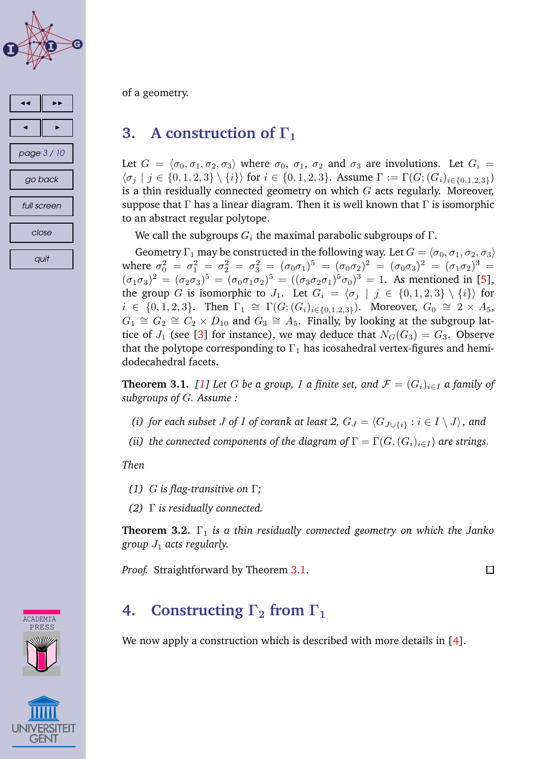of a geometry.

## 3. A construction of $\Gamma_1$

Let $G = \langle \sigma_0, \sigma_1, \sigma_2, \sigma_3 \rangle$ where $\sigma_0$, $\sigma_1$, $\sigma_2$ and $\sigma_3$ are involutions. Let $G_i = \langle \sigma_j \mid j \in \{0,1,2,3\} \setminus \{i\} \rangle$ for $i \in \{0,1,2,3\}$. Assume $\Gamma := \Gamma(G; (G_i)_{i \in \{0,1,2,3\}})$ is a thin residually connected geometry on which $G$ acts regularly. Moreover, suppose that $\Gamma$ has a linear diagram. Then it is well known that $\Gamma$ is isomorphic to an abstract regular polytope.

We call the subgroups $G_i$ the maximal parabolic subgroups of $\Gamma$.

Geometry $\Gamma_1$ may be constructed in the following way. Let $G = \langle \sigma_0, \sigma_1, \sigma_2, \sigma_3 \rangle$ where $\sigma_0^2 = \sigma_1^2 = \sigma_2^2 = \sigma_3^2 = (\sigma_0\sigma_1)^5 = (\sigma_0\sigma_2)^2 = (\sigma_0\sigma_3)^2 = (\sigma_1\sigma_2)^3 = (\sigma_1\sigma_3)^2 = (\sigma_2\sigma_3)^5 = (\sigma_0\sigma_1\sigma_2)^5 = ((\sigma_3\sigma_2\sigma_1)^5\sigma_0)^3 = 1$. As mentioned in [5], the group $G$ is isomorphic to $J_1$. Let $G_i = \langle \sigma_j \mid j \in \{0,1,2,3\} \setminus \{i\} \rangle$ for $i \in \{0,1,2,3\}$. Then $\Gamma_1 \cong \Gamma(G; (G_i)_{i \in \{0,1,2,3\}})$. Moreover, $G_0 \cong 2 \times A_5$, $G_1 \cong G_2 \cong C_2 \times D_{10}$ and $G_3 \cong A_5$. Finally, by looking at the subgroup lattice of $J_1$ (see [3] for instance), we may deduce that $N_G(G_3) = G_3$. Observe that the polytope corresponding to $\Gamma_1$ has icosahedral vertex-figures and hemi-dodecahedral facets.

**Theorem 3.1.** *[1] Let $G$ be a group, $I$ a finite set, and $\mathcal{F} = (G_i)_{i \in I}$ a family of subgroups of $G$. Assume :*

*(i) for each subset $J$ of $I$ of corank at least 2, $G_J = \langle G_{J \cup \{i\}} : i \in I \setminus J \rangle$, and*

*(ii) the connected components of the diagram of $\Gamma = \Gamma(G, (G_i)_{i \in I})$ are strings.*

*Then*

*(1) $G$ is flag-transitive on $\Gamma$;*

*(2) $\Gamma$ is residually connected.*

**Theorem 3.2.** *$\Gamma_1$ is a thin residually connected geometry on which the Janko group $J_1$ acts regularly.*

*Proof.* Straightforward by Theorem 3.1. □

## 4. Constructing $\Gamma_2$ from $\Gamma_1$

We now apply a construction which is described with more details in [4].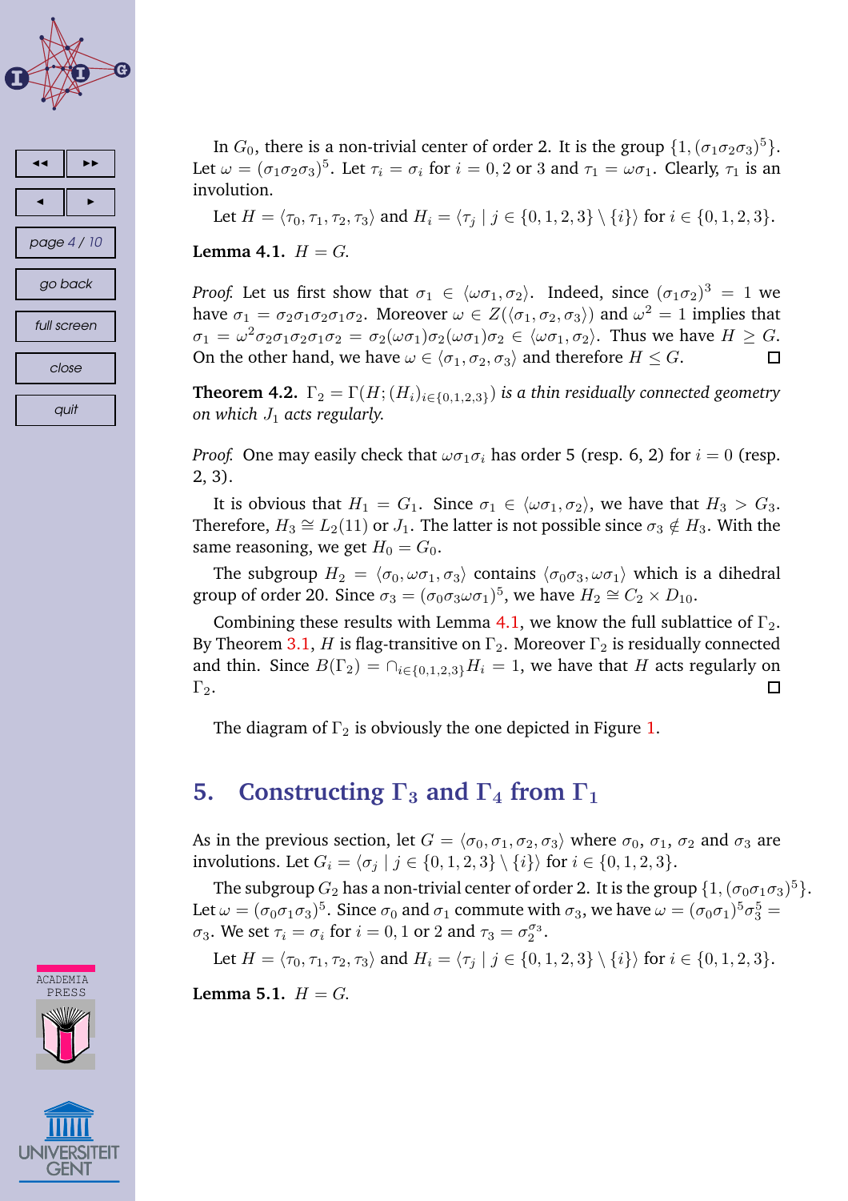In $G_0$, there is a non-trivial center of order 2. It is the group $\{1, (\sigma_1\sigma_2\sigma_3)^5\}$. Let $\omega = (\sigma_1\sigma_2\sigma_3)^5$. Let $\tau_i = \sigma_i$ for $i = 0, 2$ or $3$ and $\tau_1 = \omega\sigma_1$. Clearly, $\tau_1$ is an involution.

Let $H = \langle \tau_0, \tau_1, \tau_2, \tau_3 \rangle$ and $H_i = \langle \tau_j \mid j \in \{0, 1, 2, 3\} \setminus \{i\} \rangle$ for $i \in \{0, 1, 2, 3\}$.

**Lemma 4.1.** *$H = G$.*

*Proof.* Let us first show that $\sigma_1 \in \langle \omega\sigma_1, \sigma_2 \rangle$. Indeed, since $(\sigma_1\sigma_2)^3 = 1$ we have $\sigma_1 = \sigma_2\sigma_1\sigma_2\sigma_1\sigma_2$. Moreover $\omega \in Z(\langle \sigma_1, \sigma_2, \sigma_3 \rangle)$ and $\omega^2 = 1$ implies that $\sigma_1 = \omega^2\sigma_2\sigma_1\sigma_2\sigma_1\sigma_2 = \sigma_2(\omega\sigma_1)\sigma_2(\omega\sigma_1)\sigma_2 \in \langle \omega\sigma_1, \sigma_2 \rangle$. Thus we have $H \geq G$. On the other hand, we have $\omega \in \langle \sigma_1, \sigma_2, \sigma_3 \rangle$ and therefore $H \leq G$. □

**Theorem 4.2.** *$\Gamma_2 = \Gamma(H; (H_i)_{i \in \{0,1,2,3\}})$ is a thin residually connected geometry on which $J_1$ acts regularly.*

*Proof.* One may easily check that $\omega\sigma_1\sigma_i$ has order 5 (resp. 6, 2) for $i = 0$ (resp. 2, 3).

It is obvious that $H_1 = G_1$. Since $\sigma_1 \in \langle \omega\sigma_1, \sigma_2 \rangle$, we have that $H_3 > G_3$. Therefore, $H_3 \cong L_2(11)$ or $J_1$. The latter is not possible since $\sigma_3 \notin H_3$. With the same reasoning, we get $H_0 = G_0$.

The subgroup $H_2 = \langle \sigma_0, \omega\sigma_1, \sigma_3 \rangle$ contains $\langle \sigma_0\sigma_3, \omega\sigma_1 \rangle$ which is a dihedral group of order 20. Since $\sigma_3 = (\sigma_0\sigma_3\omega\sigma_1)^5$, we have $H_2 \cong C_2 \times D_{10}$.

Combining these results with Lemma 4.1, we know the full sublattice of $\Gamma_2$. By Theorem 3.1, $H$ is flag-transitive on $\Gamma_2$. Moreover $\Gamma_2$ is residually connected and thin. Since $B(\Gamma_2) = \cap_{i \in \{0,1,2,3\}} H_i = 1$, we have that $H$ acts regularly on $\Gamma_2$. □

The diagram of $\Gamma_2$ is obviously the one depicted in Figure 1.

## 5. Constructing $\Gamma_3$ and $\Gamma_4$ from $\Gamma_1$

As in the previous section, let $G = \langle \sigma_0, \sigma_1, \sigma_2, \sigma_3 \rangle$ where $\sigma_0$, $\sigma_1$, $\sigma_2$ and $\sigma_3$ are involutions. Let $G_i = \langle \sigma_j \mid j \in \{0, 1, 2, 3\} \setminus \{i\} \rangle$ for $i \in \{0, 1, 2, 3\}$.

The subgroup $G_2$ has a non-trivial center of order 2. It is the group $\{1, (\sigma_0\sigma_1\sigma_3)^5\}$. Let $\omega = (\sigma_0\sigma_1\sigma_3)^5$. Since $\sigma_0$ and $\sigma_1$ commute with $\sigma_3$, we have $\omega = (\sigma_0\sigma_1)^5\sigma_3^5 = \sigma_3$. We set $\tau_i = \sigma_i$ for $i = 0, 1$ or $2$ and $\tau_3 = \sigma_2^{\sigma_3}$.

Let $H = \langle \tau_0, \tau_1, \tau_2, \tau_3 \rangle$ and $H_i = \langle \tau_j \mid j \in \{0, 1, 2, 3\} \setminus \{i\} \rangle$ for $i \in \{0, 1, 2, 3\}$.

**Lemma 5.1.** *$H = G$.*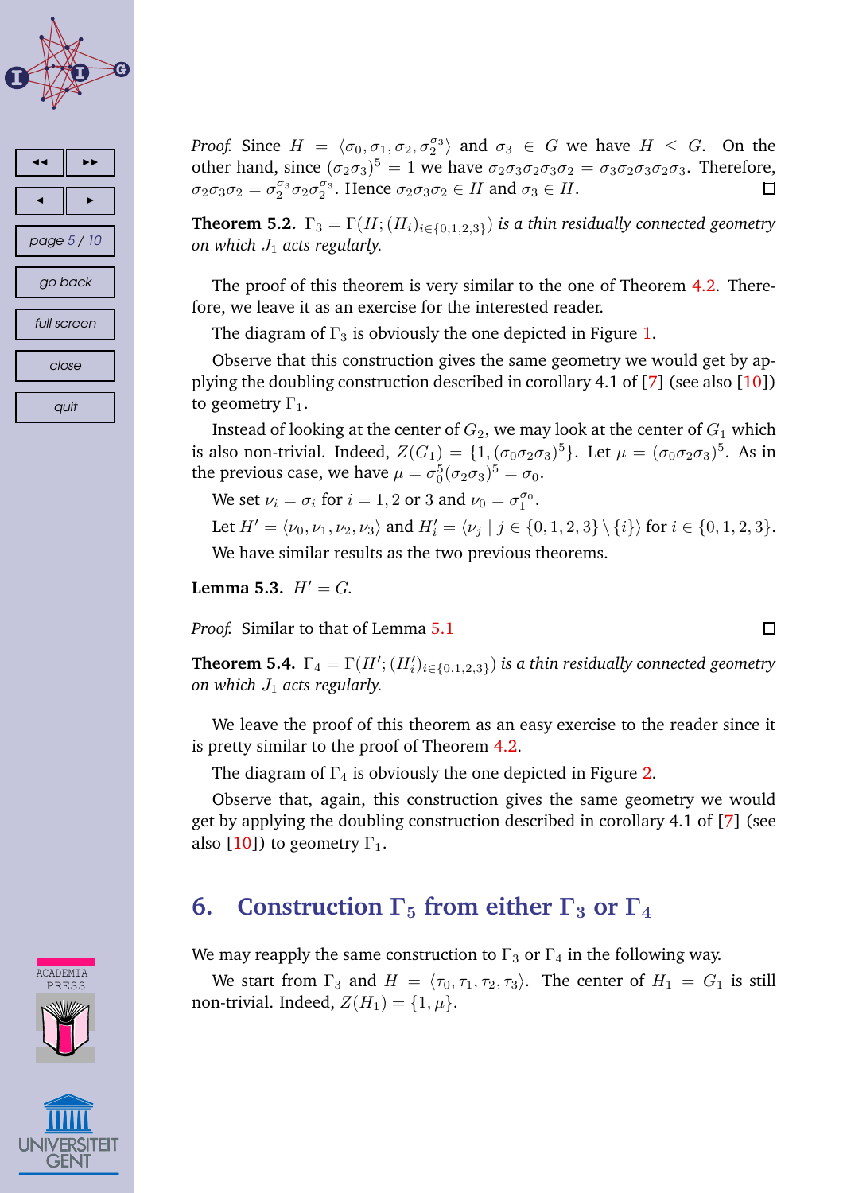*Proof.* Since $H = \langle \sigma_0, \sigma_1, \sigma_2, \sigma_2^{\sigma_3} \rangle$ and $\sigma_3 \in G$ we have $H \leq G$. On the other hand, since $(\sigma_2\sigma_3)^5 = 1$ we have $\sigma_2\sigma_3\sigma_2\sigma_3\sigma_2 = \sigma_3\sigma_2\sigma_3\sigma_2\sigma_3$. Therefore, $\sigma_2\sigma_3\sigma_2 = \sigma_2^{\sigma_3}\sigma_2\sigma_2^{\sigma_3}$. Hence $\sigma_2\sigma_3\sigma_2 \in H$ and $\sigma_3 \in H$. □

**Theorem 5.2.** *$\Gamma_3 = \Gamma(H; (H_i)_{i\in\{0,1,2,3\}})$ is a thin residually connected geometry on which $J_1$ acts regularly.*

The proof of this theorem is very similar to the one of Theorem 4.2. Therefore, we leave it as an exercise for the interested reader.

The diagram of $\Gamma_3$ is obviously the one depicted in Figure 1.

Observe that this construction gives the same geometry we would get by applying the doubling construction described in corollary 4.1 of [7] (see also [10]) to geometry $\Gamma_1$.

Instead of looking at the center of $G_2$, we may look at the center of $G_1$ which is also non-trivial. Indeed, $Z(G_1) = \{1, (\sigma_0\sigma_2\sigma_3)^5\}$. Let $\mu = (\sigma_0\sigma_2\sigma_3)^5$. As in the previous case, we have $\mu = \sigma_0^5(\sigma_2\sigma_3)^5 = \sigma_0$.

We set $\nu_i = \sigma_i$ for $i = 1, 2$ or $3$ and $\nu_0 = \sigma_1^{\sigma_0}$.

Let $H' = \langle \nu_0, \nu_1, \nu_2, \nu_3 \rangle$ and $H'_i = \langle \nu_j \mid j \in \{0, 1, 2, 3\} \setminus \{i\} \rangle$ for $i \in \{0, 1, 2, 3\}$.

We have similar results as the two previous theorems.

**Lemma 5.3.** *$H' = G$.*

*Proof.* Similar to that of Lemma 5.1 □

**Theorem 5.4.** *$\Gamma_4 = \Gamma(H'; (H'_i)_{i\in\{0,1,2,3\}})$ is a thin residually connected geometry on which $J_1$ acts regularly.*

We leave the proof of this theorem as an easy exercise to the reader since it is pretty similar to the proof of Theorem 4.2.

The diagram of $\Gamma_4$ is obviously the one depicted in Figure 2.

Observe that, again, this construction gives the same geometry we would get by applying the doubling construction described in corollary 4.1 of [7] (see also [10]) to geometry $\Gamma_1$.

## 6. Construction $\Gamma_5$ from either $\Gamma_3$ or $\Gamma_4$

We may reapply the same construction to $\Gamma_3$ or $\Gamma_4$ in the following way.

We start from $\Gamma_3$ and $H = \langle \tau_0, \tau_1, \tau_2, \tau_3 \rangle$. The center of $H_1 = G_1$ is still non-trivial. Indeed, $Z(H_1) = \{1, \mu\}$.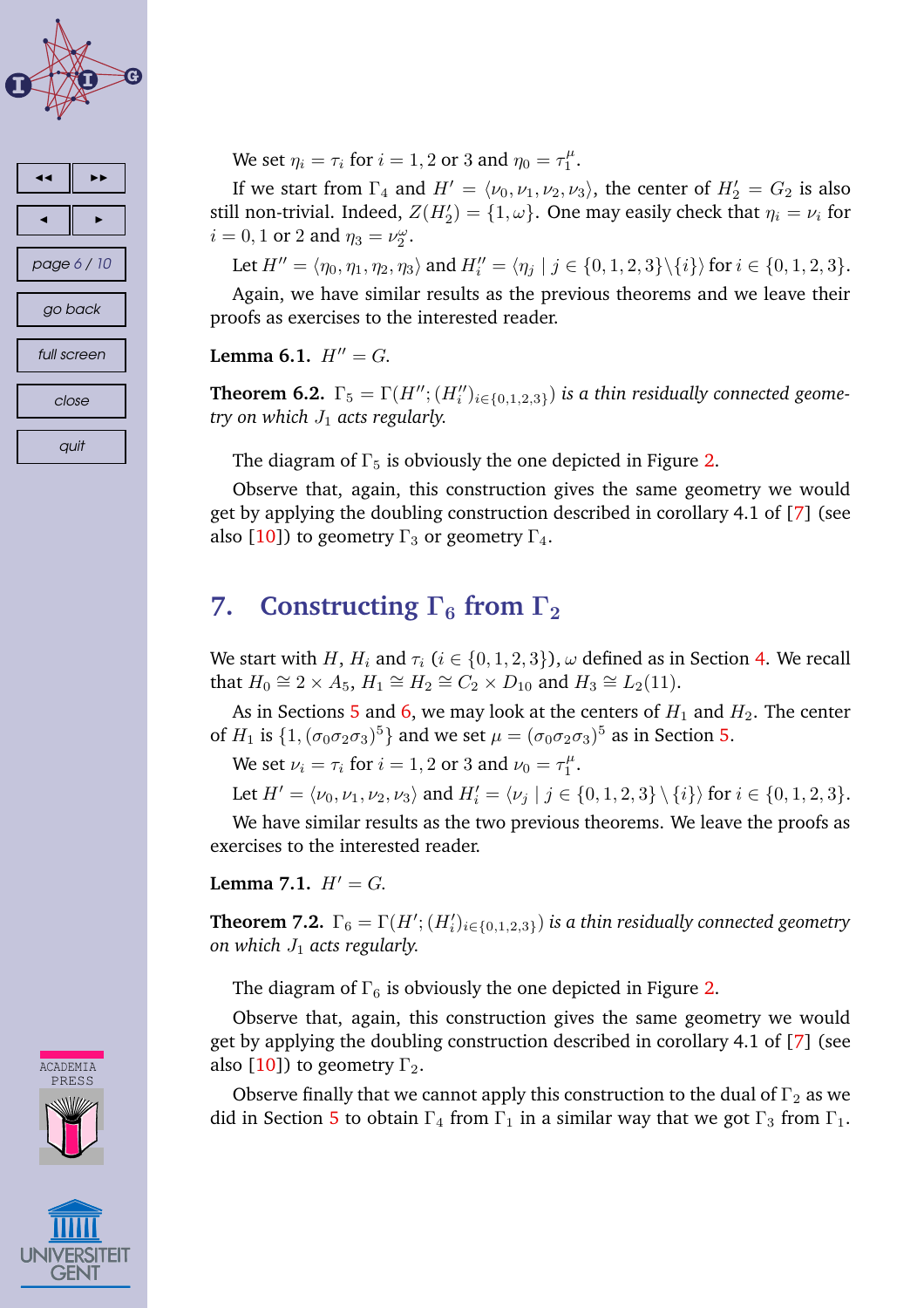We set $\eta_i = \tau_i$ for $i = 1, 2$ or $3$ and $\eta_0 = \tau_1^\mu$.

If we start from $\Gamma_4$ and $H' = \langle \nu_0, \nu_1, \nu_2, \nu_3 \rangle$, the center of $H_2' = G_2$ is also still non-trivial. Indeed, $Z(H_2') = \{1, \omega\}$. One may easily check that $\eta_i = \nu_i$ for $i = 0, 1$ or $2$ and $\eta_3 = \nu_2^\omega$.

Let $H'' = \langle \eta_0, \eta_1, \eta_2, \eta_3 \rangle$ and $H_i'' = \langle \eta_j \mid j \in \{0, 1, 2, 3\} \backslash \{i\} \rangle$ for $i \in \{0, 1, 2, 3\}$.

Again, we have similar results as the previous theorems and we leave their proofs as exercises to the interested reader.

**Lemma 6.1.** $H'' = G$.

**Theorem 6.2.** $\Gamma_5 = \Gamma(H''; (H_i'')_{i \in \{0,1,2,3\}})$ *is a thin residually connected geometry on which* $J_1$ *acts regularly.*

The diagram of $\Gamma_5$ is obviously the one depicted in Figure 2.

Observe that, again, this construction gives the same geometry we would get by applying the doubling construction described in corollary 4.1 of [7] (see also [10]) to geometry $\Gamma_3$ or geometry $\Gamma_4$.

## 7. Constructing $\Gamma_6$ from $\Gamma_2$

We start with $H$, $H_i$ and $\tau_i$ ($i \in \{0, 1, 2, 3\}$), $\omega$ defined as in Section 4. We recall that $H_0 \cong 2 \times A_5$, $H_1 \cong H_2 \cong C_2 \times D_{10}$ and $H_3 \cong L_2(11)$.

As in Sections 5 and 6, we may look at the centers of $H_1$ and $H_2$. The center of $H_1$ is $\{1, (\sigma_0\sigma_2\sigma_3)^5\}$ and we set $\mu = (\sigma_0\sigma_2\sigma_3)^5$ as in Section 5.

We set $\nu_i = \tau_i$ for $i = 1, 2$ or $3$ and $\nu_0 = \tau_1^\mu$.

Let $H' = \langle \nu_0, \nu_1, \nu_2, \nu_3 \rangle$ and $H_i' = \langle \nu_j \mid j \in \{0, 1, 2, 3\} \setminus \{i\} \rangle$ for $i \in \{0, 1, 2, 3\}$.

We have similar results as the two previous theorems. We leave the proofs as exercises to the interested reader.

**Lemma 7.1.** $H' = G$.

**Theorem 7.2.** $\Gamma_6 = \Gamma(H'; (H_i')_{i \in \{0,1,2,3\}})$ *is a thin residually connected geometry on which* $J_1$ *acts regularly.*

The diagram of $\Gamma_6$ is obviously the one depicted in Figure 2.

Observe that, again, this construction gives the same geometry we would get by applying the doubling construction described in corollary 4.1 of [7] (see also [10]) to geometry $\Gamma_2$.

Observe finally that we cannot apply this construction to the dual of $\Gamma_2$ as we did in Section 5 to obtain $\Gamma_4$ from $\Gamma_1$ in a similar way that we got $\Gamma_3$ from $\Gamma_1$.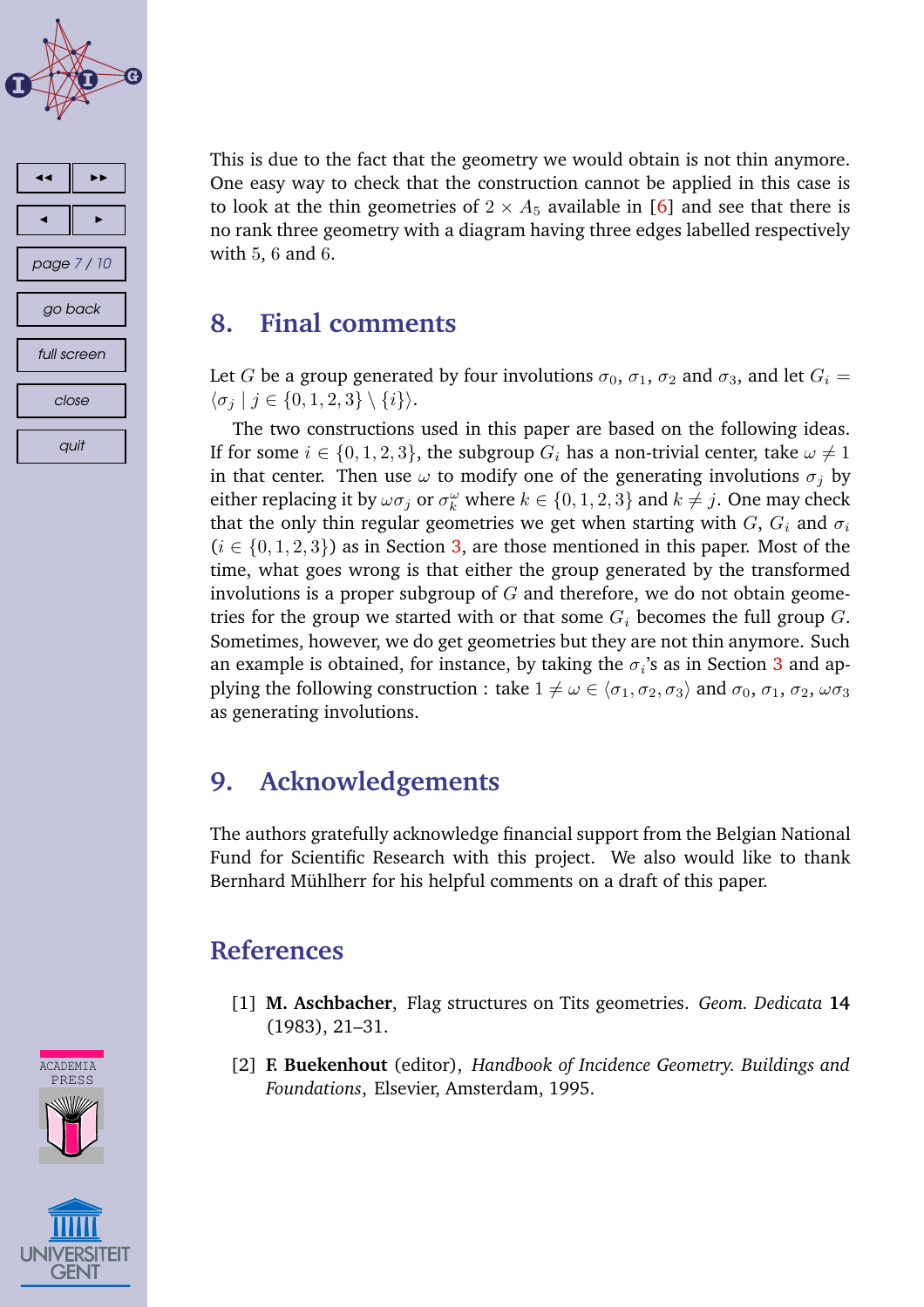This is due to the fact that the geometry we would obtain is not thin anymore. One easy way to check that the construction cannot be applied in this case is to look at the thin geometries of $2 \times A_5$ available in [6] and see that there is no rank three geometry with a diagram having three edges labelled respectively with 5, 6 and 6.

## 8. Final comments

Let $G$ be a group generated by four involutions $\sigma_0$, $\sigma_1$, $\sigma_2$ and $\sigma_3$, and let $G_i = \langle \sigma_j \mid j \in \{0,1,2,3\} \setminus \{i\} \rangle$.

The two constructions used in this paper are based on the following ideas. If for some $i \in \{0,1,2,3\}$, the subgroup $G_i$ has a non-trivial center, take $\omega \neq 1$ in that center. Then use $\omega$ to modify one of the generating involutions $\sigma_j$ by either replacing it by $\omega\sigma_j$ or $\sigma_k^{\omega}$ where $k \in \{0,1,2,3\}$ and $k \neq j$. One may check that the only thin regular geometries we get when starting with $G$, $G_i$ and $\sigma_i$ ($i \in \{0,1,2,3\}$) as in Section 3, are those mentioned in this paper. Most of the time, what goes wrong is that either the group generated by the transformed involutions is a proper subgroup of $G$ and therefore, we do not obtain geometries for the group we started with or that some $G_i$ becomes the full group $G$. Sometimes, however, we do get geometries but they are not thin anymore. Such an example is obtained, for instance, by taking the $\sigma_i$'s as in Section 3 and applying the following construction : take $1 \neq \omega \in \langle \sigma_1, \sigma_2, \sigma_3 \rangle$ and $\sigma_0$, $\sigma_1$, $\sigma_2$, $\omega\sigma_3$ as generating involutions.

## 9. Acknowledgements

The authors gratefully acknowledge financial support from the Belgian National Fund for Scientific Research with this project. We also would like to thank Bernhard Mühlherr for his helpful comments on a draft of this paper.

## References

[1] **M. Aschbacher**, Flag structures on Tits geometries. *Geom. Dedicata* **14** (1983), 21–31.

[2] **F. Buekenhout** (editor), *Handbook of Incidence Geometry. Buildings and Foundations*, Elsevier, Amsterdam, 1995.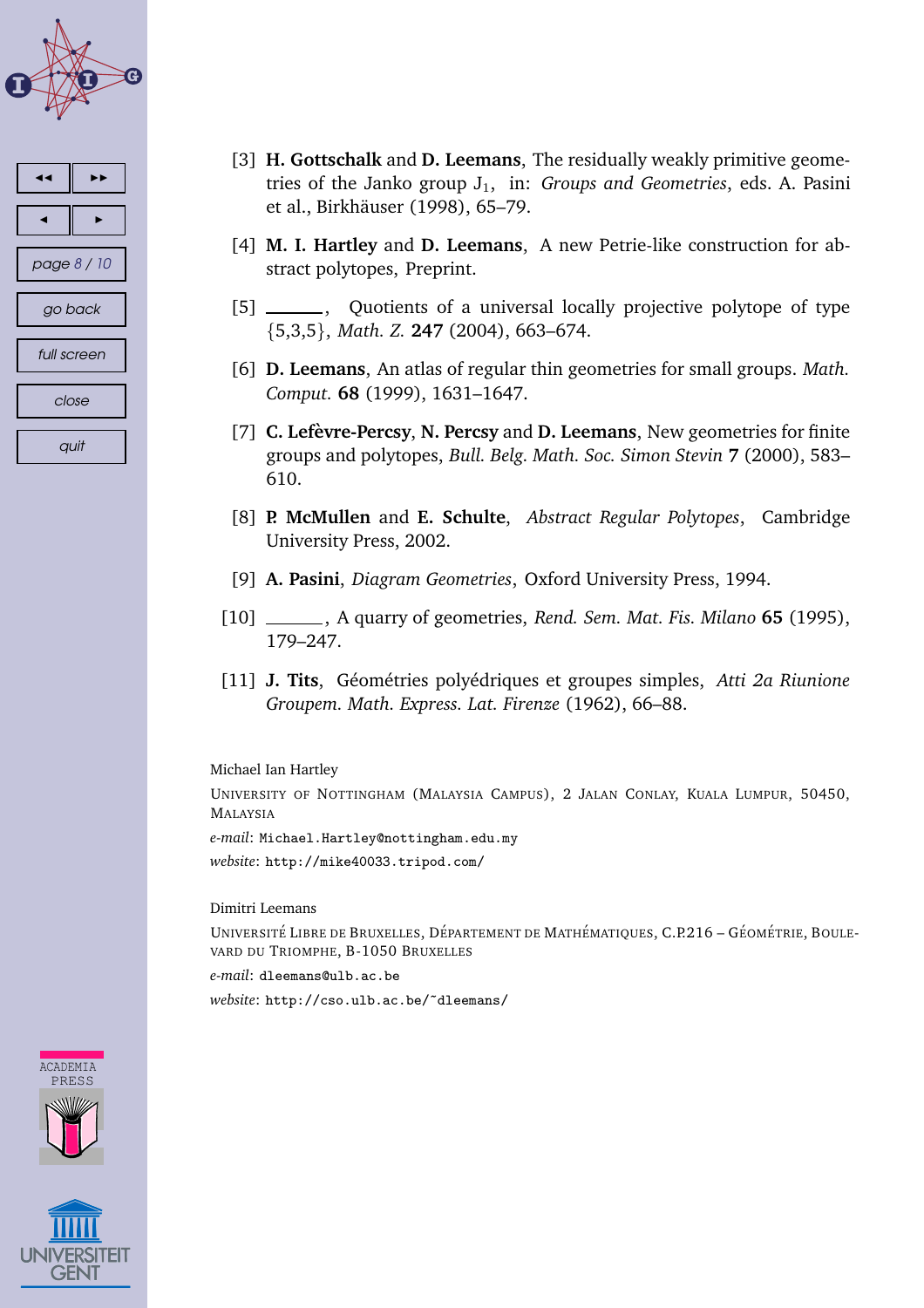[3] **H. Gottschalk** and **D. Leemans**, The residually weakly primitive geometries of the Janko group $J_1$, in: *Groups and Geometries*, eds. A. Pasini et al., Birkhäuser (1998), 65–79.

[4] **M. I. Hartley** and **D. Leemans**, A new Petrie-like construction for abstract polytopes, Preprint.

[5] ______, Quotients of a universal locally projective polytope of type {5,3,5}, *Math. Z.* **247** (2004), 663–674.

[6] **D. Leemans**, An atlas of regular thin geometries for small groups. *Math. Comput.* **68** (1999), 1631–1647.

[7] **C. Lefèvre-Percsy**, **N. Percsy** and **D. Leemans**, New geometries for finite groups and polytopes, *Bull. Belg. Math. Soc. Simon Stevin* **7** (2000), 583–610.

[8] **P. McMullen** and **E. Schulte**, *Abstract Regular Polytopes*, Cambridge University Press, 2002.

[9] **A. Pasini**, *Diagram Geometries*, Oxford University Press, 1994.

[10] ______, A quarry of geometries, *Rend. Sem. Mat. Fis. Milano* **65** (1995), 179–247.

[11] **J. Tits**, Géométries polyédriques et groupes simples, *Atti 2a Riunione Groupem. Math. Express. Lat. Firenze* (1962), 66–88.

Michael Ian Hartley

UNIVERSITY OF NOTTINGHAM (MALAYSIA CAMPUS), 2 JALAN CONLAY, KUALA LUMPUR, 50450, MALAYSIA

*e-mail*: `Michael.Hartley@nottingham.edu.my`

*website*: `http://mike40033.tripod.com/`

Dimitri Leemans

UNIVERSITÉ LIBRE DE BRUXELLES, DÉPARTEMENT DE MATHÉMATIQUES, C.P.216 – GÉOMÉTRIE, BOULEVARD DU TRIOMPHE, B-1050 BRUXELLES

*e-mail*: `dleemans@ulb.ac.be`

*website*: `http://cso.ulb.ac.be/~dleemans/`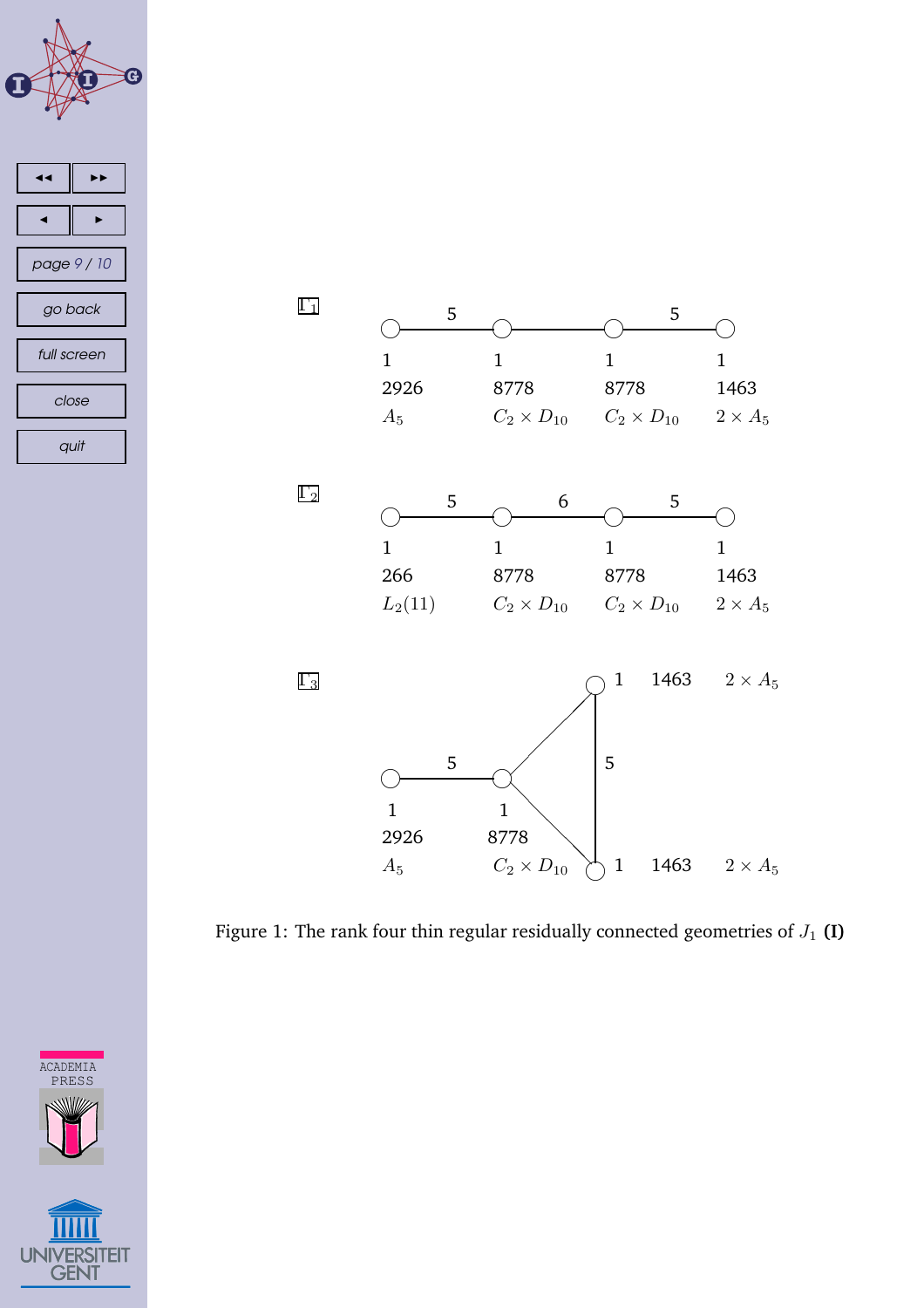$\Gamma_1$

| 5 | | 5 |
|---|---|---|

| 1 | 1 | 1 | 1 |
|---|---|---|---|
| 2926 | 8778 | 8778 | 1463 |
| $A_5$ | $C_2 \times D_{10}$ | $C_2 \times D_{10}$ | $2 \times A_5$ |

$\Gamma_2$

| 5 | 6 | 5 |
|---|---|---|

| 1 | 1 | 1 | 1 |
|---|---|---|---|
| 266 | 8778 | 8778 | 1463 |
| $L_2(11)$ | $C_2 \times D_{10}$ | $C_2 \times D_{10}$ | $2 \times A_5$ |

$\Gamma_3$

1 1463 $2 \times A_5$

5 5

| 1 | 1 |
|---|---|
| 2926 | 8778 |
| $A_5$ | $C_2 \times D_{10}$ |

1 1463 $2 \times A_5$

Figure 1: The rank four thin regular residually connected geometries of $J_1$ **(I)**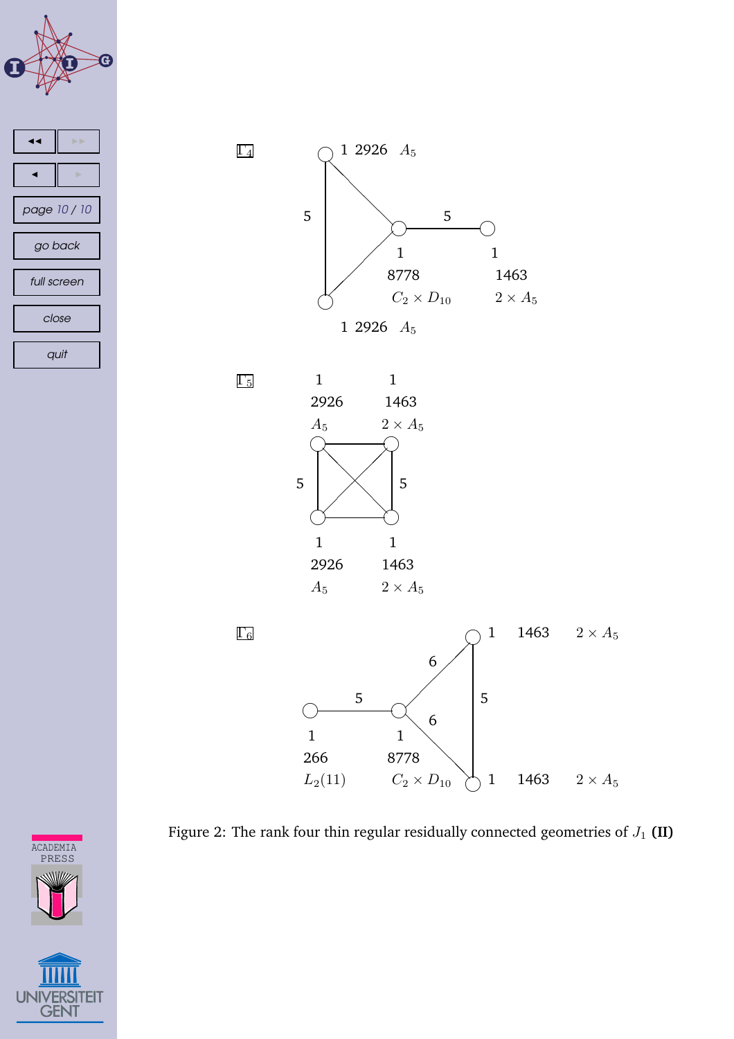$\Gamma_4$

1 2926 $A_5$

5

5

1

8778

$C_2 \times D_{10}$

1

1463

$2 \times A_5$

1 2926 $A_5$

$\Gamma_5$

1

2926

$A_5$

1

1463

$2 \times A_5$

5

5

1

2926

$A_5$

1

1463

$2 \times A_5$

$\Gamma_6$

1 1463 $2 \times A_5$

6

5

5

6

1

266

$L_2(11)$

1

8778

$C_2 \times D_{10}$

1 1463 $2 \times A_5$

Figure 2: The rank four thin regular residually connected geometries of $J_1$ **(II)**